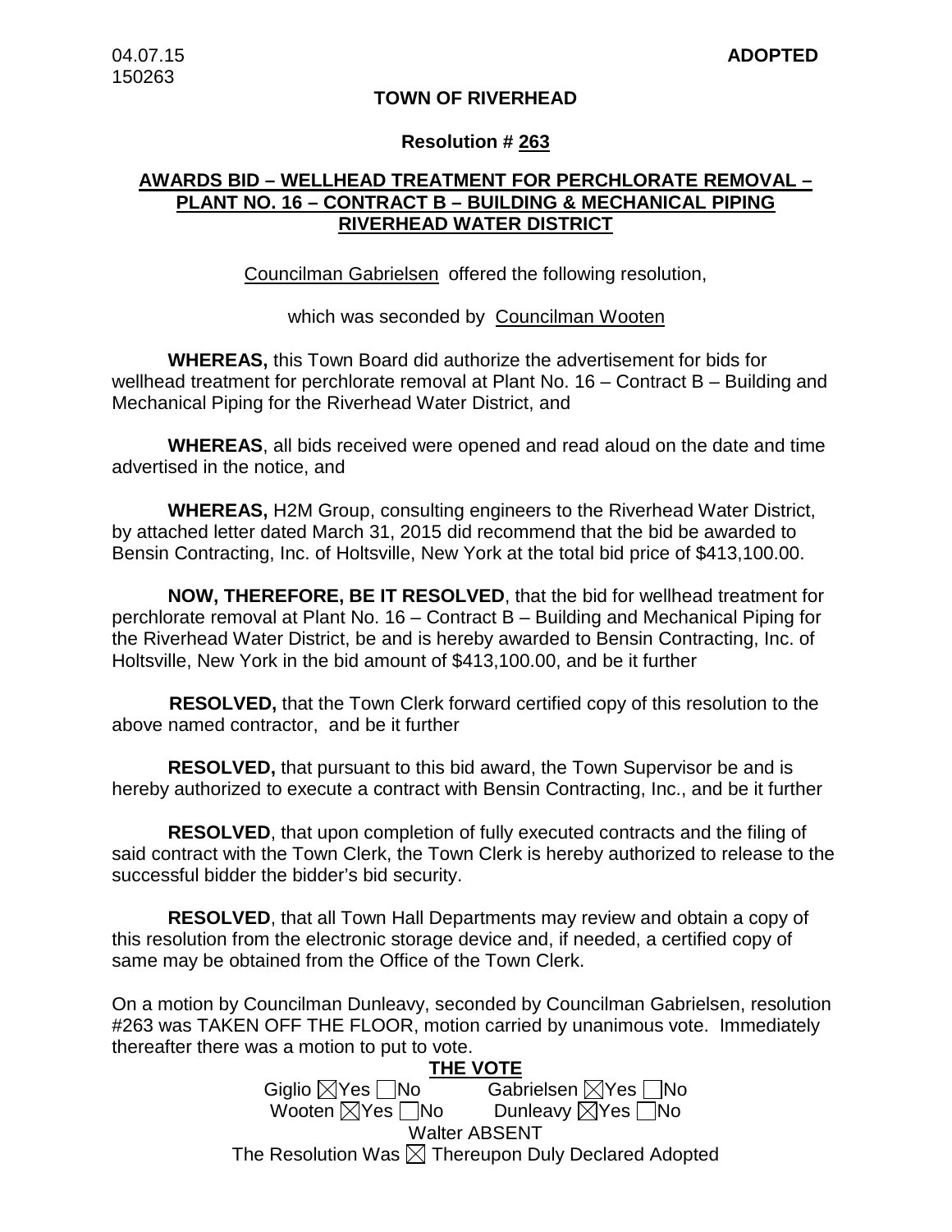04.07.15 **ADOPTED**
150263

**TOWN OF RIVERHEAD**

**Resolution # 263**

**AWARDS BID – WELLHEAD TREATMENT FOR PERCHLORATE REMOVAL – PLANT NO. 16 – CONTRACT B – BUILDING & MECHANICAL PIPING RIVERHEAD WATER DISTRICT**

Councilman Gabrielsen offered the following resolution,

which was seconded by Councilman Wooten

**WHEREAS,** this Town Board did authorize the advertisement for bids for wellhead treatment for perchlorate removal at Plant No. 16 – Contract B – Building and Mechanical Piping for the Riverhead Water District, and

**WHEREAS**, all bids received were opened and read aloud on the date and time advertised in the notice, and

**WHEREAS,** H2M Group, consulting engineers to the Riverhead Water District, by attached letter dated March 31, 2015 did recommend that the bid be awarded to Bensin Contracting, Inc. of Holtsville, New York at the total bid price of $413,100.00.

**NOW, THEREFORE, BE IT RESOLVED**, that the bid for wellhead treatment for perchlorate removal at Plant No. 16 – Contract B – Building and Mechanical Piping for the Riverhead Water District, be and is hereby awarded to Bensin Contracting, Inc. of Holtsville, New York in the bid amount of $413,100.00, and be it further

**RESOLVED,** that the Town Clerk forward certified copy of this resolution to the above named contractor, and be it further

**RESOLVED,** that pursuant to this bid award, the Town Supervisor be and is hereby authorized to execute a contract with Bensin Contracting, Inc., and be it further

**RESOLVED**, that upon completion of fully executed contracts and the filing of said contract with the Town Clerk, the Town Clerk is hereby authorized to release to the successful bidder the bidder's bid security.

**RESOLVED**, that all Town Hall Departments may review and obtain a copy of this resolution from the electronic storage device and, if needed, a certified copy of same may be obtained from the Office of the Town Clerk.

On a motion by Councilman Dunleavy, seconded by Councilman Gabrielsen, resolution #263 was TAKEN OFF THE FLOOR, motion carried by unanimous vote. Immediately thereafter there was a motion to put to vote.

**THE VOTE**

Giglio ☒Yes ☐No Gabrielsen ☒Yes ☐No
Wooten ☒Yes ☐No Dunleavy ☒Yes ☐No
Walter ABSENT

The Resolution Was ☒ Thereupon Duly Declared Adopted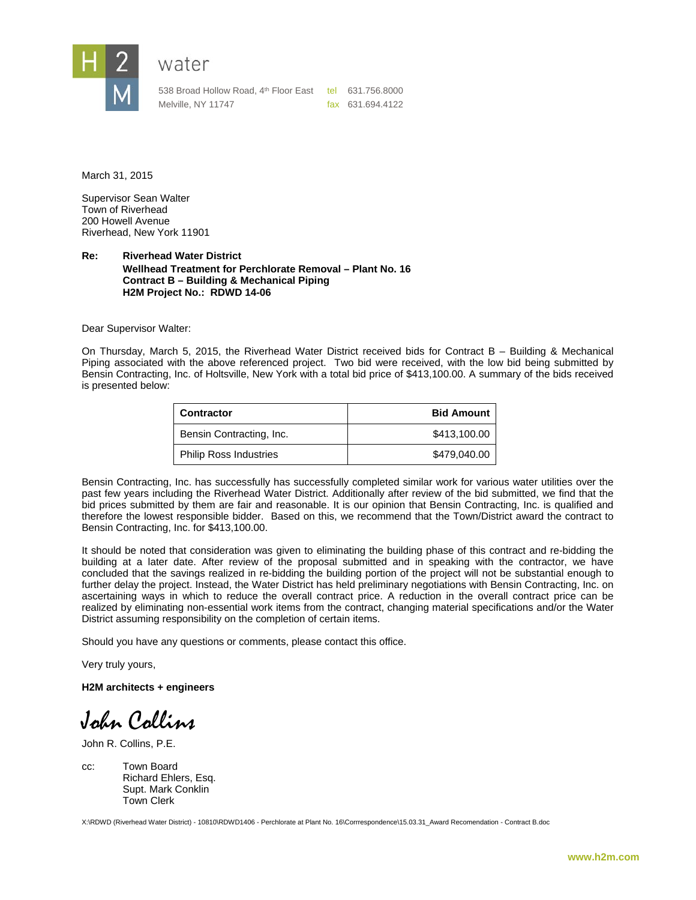H2M water

538 Broad Hollow Road, 4th Floor East
Melville, NY 11747

tel 631.756.8000
fax 631.694.4122

March 31, 2015

Supervisor Sean Walter
Town of Riverhead
200 Howell Avenue
Riverhead, New York 11901

**Re: Riverhead Water District**
**Wellhead Treatment for Perchlorate Removal – Plant No. 16**
**Contract B – Building & Mechanical Piping**
**H2M Project No.: RDWD 14-06**

Dear Supervisor Walter:

On Thursday, March 5, 2015, the Riverhead Water District received bids for Contract B – Building & Mechanical Piping associated with the above referenced project. Two bid were received, with the low bid being submitted by Bensin Contracting, Inc. of Holtsville, New York with a total bid price of $413,100.00. A summary of the bids received is presented below:

| Contractor | Bid Amount |
|---|---|
| Bensin Contracting, Inc. | $413,100.00 |
| Philip Ross Industries | $479,040.00 |

Bensin Contracting, Inc. has successfully has successfully completed similar work for various water utilities over the past few years including the Riverhead Water District. Additionally after review of the bid submitted, we find that the bid prices submitted by them are fair and reasonable. It is our opinion that Bensin Contracting, Inc. is qualified and therefore the lowest responsible bidder. Based on this, we recommend that the Town/District award the contract to Bensin Contracting, Inc. for $413,100.00.

It should be noted that consideration was given to eliminating the building phase of this contract and re-bidding the building at a later date. After review of the proposal submitted and in speaking with the contractor, we have concluded that the savings realized in re-bidding the building portion of the project will not be substantial enough to further delay the project. Instead, the Water District has held preliminary negotiations with Bensin Contracting, Inc. on ascertaining ways in which to reduce the overall contract price. A reduction in the overall contract price can be realized by eliminating non-essential work items from the contract, changing material specifications and/or the Water District assuming responsibility on the completion of certain items.

Should you have any questions or comments, please contact this office.

Very truly yours,

**H2M architects + engineers**

*John Collins*

John R. Collins, P.E.

cc: Town Board
Richard Ehlers, Esq.
Supt. Mark Conklin
Town Clerk

X:\RDWD (Riverhead Water District) - 10810\RDWD1406 - Perchlorate at Plant No. 16\Corrrespondence\15.03.31_Award Recomendation - Contract B.doc

www.h2m.com